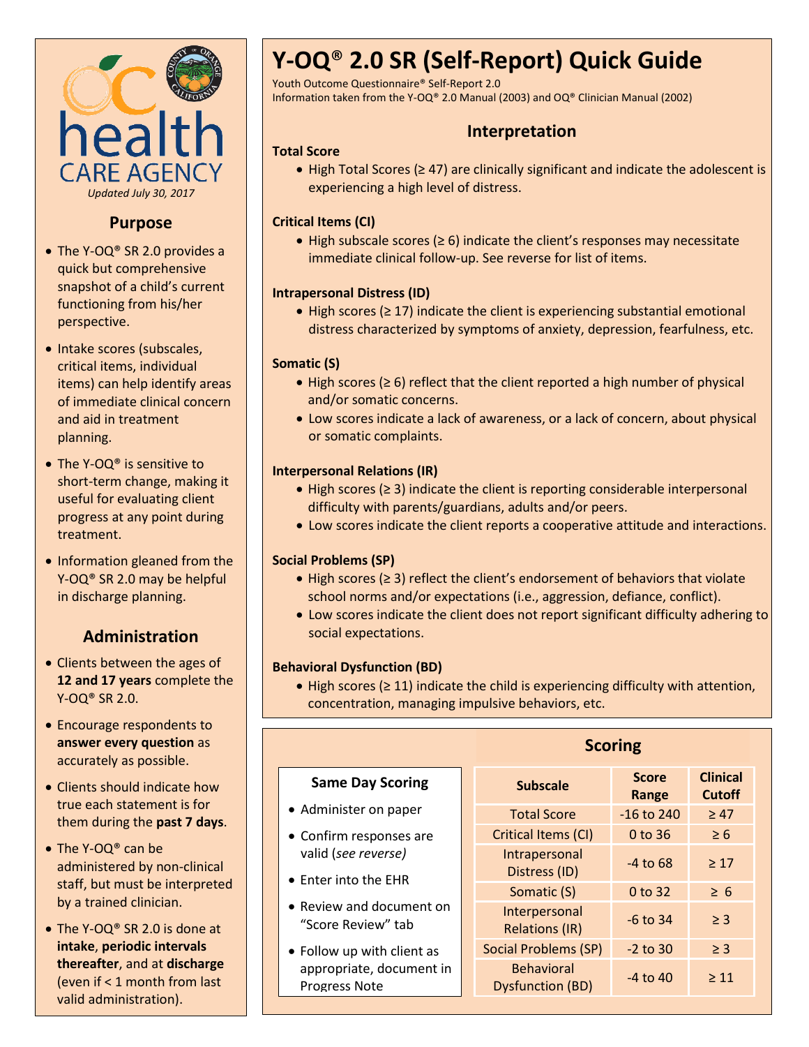health CARE AGENCY

*Updated July 30, 2017*

## Purpose

- The Y-OQ® SR 2.0 provides a quick but comprehensive snapshot of a child's current functioning from his/her perspective.
- Intake scores (subscales, critical items, individual items) can help identify areas of immediate clinical concern and aid in treatment planning.
- The Y-OQ® is sensitive to short-term change, making it useful for evaluating client progress at any point during treatment.
- Information gleaned from the Y-OQ® SR 2.0 may be helpful in discharge planning.

## Administration

- Clients between the ages of **12 and 17 years** complete the Y-OQ® SR 2.0.
- Encourage respondents to **answer every question** as accurately as possible.
- Clients should indicate how true each statement is for them during the **past 7 days**.
- The Y-OQ® can be administered by non-clinical staff, but must be interpreted by a trained clinician.
- The Y-OQ® SR 2.0 is done at **intake**, **periodic intervals thereafter**, and at **discharge** (even if < 1 month from last valid administration).

# Y-OQ® 2.0 SR (Self-Report) Quick Guide

Youth Outcome Questionnaire® Self-Report 2.0
Information taken from the Y-OQ® 2.0 Manual (2003) and OQ® Clinician Manual (2002)

## Interpretation

**Total Score**

- High Total Scores (≥ 47) are clinically significant and indicate the adolescent is experiencing a high level of distress.

**Critical Items (CI)**

- High subscale scores (≥ 6) indicate the client's responses may necessitate immediate clinical follow-up. See reverse for list of items.

**Intrapersonal Distress (ID)**

- High scores (≥ 17) indicate the client is experiencing substantial emotional distress characterized by symptoms of anxiety, depression, fearfulness, etc.

**Somatic (S)**

- High scores (≥ 6) reflect that the client reported a high number of physical and/or somatic concerns.
- Low scores indicate a lack of awareness, or a lack of concern, about physical or somatic complaints.

**Interpersonal Relations (IR)**

- High scores (≥ 3) indicate the client is reporting considerable interpersonal difficulty with parents/guardians, adults and/or peers.
- Low scores indicate the client reports a cooperative attitude and interactions.

**Social Problems (SP)**

- High scores (≥ 3) reflect the client's endorsement of behaviors that violate school norms and/or expectations (i.e., aggression, defiance, conflict).
- Low scores indicate the client does not report significant difficulty adhering to social expectations.

**Behavioral Dysfunction (BD)**

- High scores (≥ 11) indicate the child is experiencing difficulty with attention, concentration, managing impulsive behaviors, etc.

## Scoring

### Same Day Scoring

- Administer on paper
- Confirm responses are valid (*see reverse)*
- Enter into the EHR
- Review and document on "Score Review" tab
- Follow up with client as appropriate, document in Progress Note

| Subscale | Score Range | Clinical Cutoff |
|---|---|---|
| Total Score | -16 to 240 | ≥ 47 |
| Critical Items (CI) | 0 to 36 | ≥ 6 |
| Intrapersonal Distress (ID) | -4 to 68 | ≥ 17 |
| Somatic (S) | 0 to 32 | ≥ 6 |
| Interpersonal Relations (IR) | -6 to 34 | ≥ 3 |
| Social Problems (SP) | -2 to 30 | ≥ 3 |
| Behavioral Dysfunction (BD) | -4 to 40 | ≥ 11 |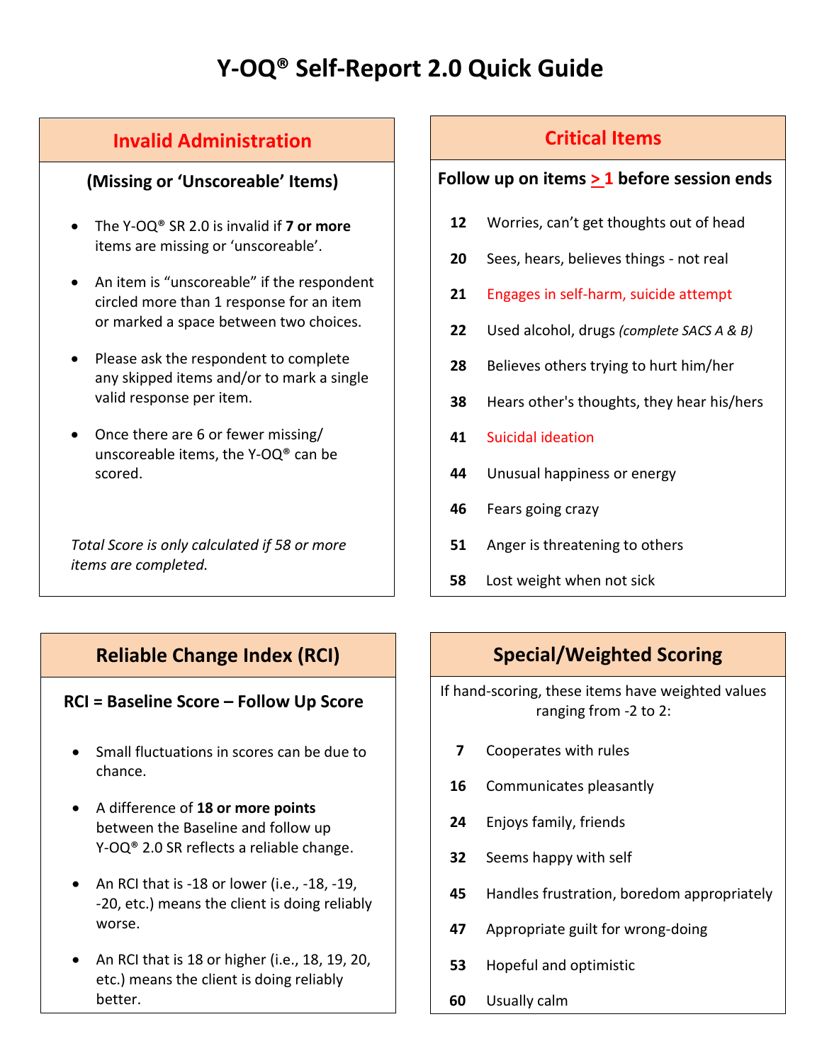# Y-OQ® Self-Report 2.0 Quick Guide

## Invalid Administration

**(Missing or 'Unscoreable' Items)**

- The Y-OQ® SR 2.0 is invalid if **7 or more** items are missing or 'unscoreable'.
- An item is "unscoreable" if the respondent circled more than 1 response for an item or marked a space between two choices.
- Please ask the respondent to complete any skipped items and/or to mark a single valid response per item.
- Once there are 6 or fewer missing/ unscoreable items, the Y-OQ® can be scored.

*Total Score is only calculated if 58 or more items are completed.*

## Critical Items

**Follow up on items ≥ 1 before session ends**

| | |
|---|---|
| 12 | Worries, can't get thoughts out of head |
| 20 | Sees, hears, believes things - not real |
| 21 | Engages in self-harm, suicide attempt |
| 22 | Used alcohol, drugs *(complete SACS A & B)* |
| 28 | Believes others trying to hurt him/her |
| 38 | Hears other's thoughts, they hear his/hers |
| 41 | Suicidal ideation |
| 44 | Unusual happiness or energy |
| 46 | Fears going crazy |
| 51 | Anger is threatening to others |
| 58 | Lost weight when not sick |

## Reliable Change Index (RCI)

**RCI = Baseline Score – Follow Up Score**

- Small fluctuations in scores can be due to chance.
- A difference of **18 or more points** between the Baseline and follow up Y-OQ® 2.0 SR reflects a reliable change.
- An RCI that is -18 or lower (i.e., -18, -19, -20, etc.) means the client is doing reliably worse.
- An RCI that is 18 or higher (i.e., 18, 19, 20, etc.) means the client is doing reliably better.

## Special/Weighted Scoring

If hand-scoring, these items have weighted values ranging from -2 to 2:

| | |
|---|---|
| 7 | Cooperates with rules |
| 16 | Communicates pleasantly |
| 24 | Enjoys family, friends |
| 32 | Seems happy with self |
| 45 | Handles frustration, boredom appropriately |
| 47 | Appropriate guilt for wrong-doing |
| 53 | Hopeful and optimistic |
| 60 | Usually calm |